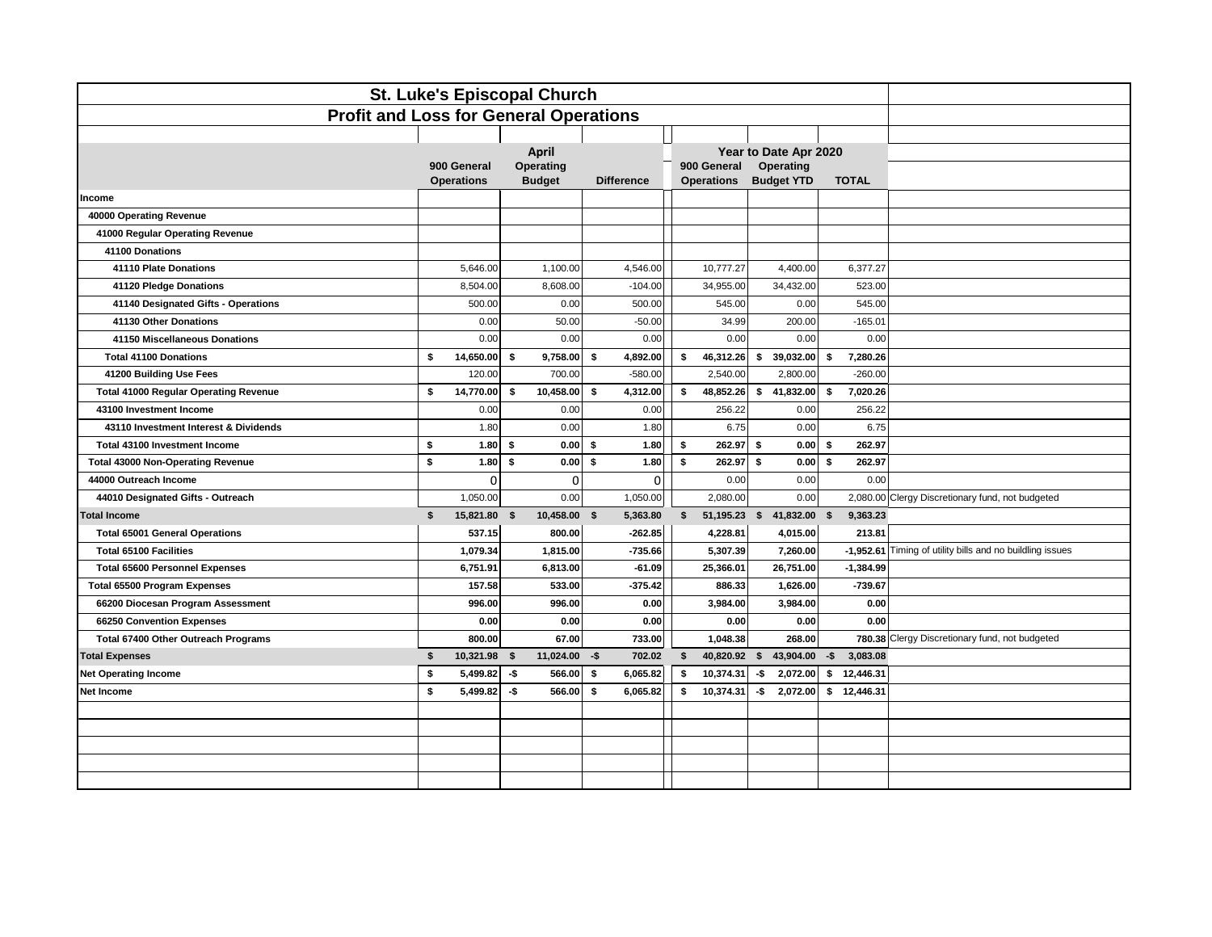# St. Luke's Episcopal Church

## Profit and Loss for General Operations

| | April | | | Year to Date Apr 2020 | | | |
|---|---|---|---|---|---|---|---|
| | 900 General Operations | Operating Budget | Difference | 900 General Operations | Operating Budget YTD | TOTAL | |
| **Income** | | | | | | | |
| **40000 Operating Revenue** | | | | | | | |
| **41000 Regular Operating Revenue** | | | | | | | |
| **41100 Donations** | | | | | | | |
| **41110 Plate Donations** | 5,646.00 | 1,100.00 | 4,546.00 | 10,777.27 | 4,400.00 | 6,377.27 | |
| **41120 Pledge Donations** | 8,504.00 | 8,608.00 | -104.00 | 34,955.00 | 34,432.00 | 523.00 | |
| **41140 Designated Gifts - Operations** | 500.00 | 0.00 | 500.00 | 545.00 | 0.00 | 545.00 | |
| **41130 Other Donations** | 0.00 | 50.00 | -50.00 | 34.99 | 200.00 | -165.01 | |
| **41150 Miscellaneous Donations** | 0.00 | 0.00 | 0.00 | 0.00 | 0.00 | 0.00 | |
| **Total 41100 Donations** | **$ 14,650.00** | **$ 9,758.00** | **$ 4,892.00** | **$ 46,312.26** | **$ 39,032.00** | **$ 7,280.26** | |
| **41200 Building Use Fees** | 120.00 | 700.00 | -580.00 | 2,540.00 | 2,800.00 | -260.00 | |
| **Total 41000 Regular Operating Revenue** | **$ 14,770.00** | **$ 10,458.00** | **$ 4,312.00** | **$ 48,852.26** | **$ 41,832.00** | **$ 7,020.26** | |
| **43100 Investment Income** | 0.00 | 0.00 | 0.00 | 256.22 | 0.00 | 256.22 | |
| **43110 Investment Interest & Dividends** | 1.80 | 0.00 | 1.80 | 6.75 | 0.00 | 6.75 | |
| **Total 43100 Investment Income** | **$ 1.80** | **$ 0.00** | **$ 1.80** | **$ 262.97** | **$ 0.00** | **$ 262.97** | |
| **Total 43000 Non-Operating Revenue** | **$ 1.80** | **$ 0.00** | **$ 1.80** | **$ 262.97** | **$ 0.00** | **$ 262.97** | |
| **44000 Outreach Income** | 0 | 0 | 0 | 0.00 | 0.00 | 0.00 | |
| **44010 Designated Gifts - Outreach** | 1,050.00 | 0.00 | 1,050.00 | 2,080.00 | 0.00 | 2,080.00 | Clergy Discretionary fund, not budgeted |
| **Total Income** | **$ 15,821.80** | **$ 10,458.00** | **$ 5,363.80** | **$ 51,195.23** | **$ 41,832.00** | **$ 9,363.23** | |
| **Total 65001 General Operations** | **537.15** | **800.00** | **-262.85** | **4,228.81** | **4,015.00** | **213.81** | |
| **Total 65100 Facilities** | **1,079.34** | **1,815.00** | **-735.66** | **5,307.39** | **7,260.00** | **-1,952.61** | Timing of utility bills and no buildling issues |
| **Total 65600 Personnel Expenses** | **6,751.91** | **6,813.00** | **-61.09** | **25,366.01** | **26,751.00** | **-1,384.99** | |
| **Total 65500 Program Expenses** | **157.58** | **533.00** | **-375.42** | **886.33** | **1,626.00** | **-739.67** | |
| **66200 Diocesan Program Assessment** | **996.00** | **996.00** | **0.00** | **3,984.00** | **3,984.00** | **0.00** | |
| **66250 Convention Expenses** | **0.00** | **0.00** | **0.00** | **0.00** | **0.00** | **0.00** | |
| **Total 67400 Other Outreach Programs** | **800.00** | **67.00** | **733.00** | **1,048.38** | **268.00** | **780.38** | Clergy Discretionary fund, not budgeted |
| **Total Expenses** | **$ 10,321.98** | **$ 11,024.00** | **-$ 702.02** | **$ 40,820.92** | **$ 43,904.00** | **-$ 3,083.08** | |
| **Net Operating Income** | **$ 5,499.82** | **-$ 566.00** | **$ 6,065.82** | **$ 10,374.31** | **-$ 2,072.00** | **$ 12,446.31** | |
| **Net Income** | **$ 5,499.82** | **-$ 566.00** | **$ 6,065.82** | **$ 10,374.31** | **-$ 2,072.00** | **$ 12,446.31** | |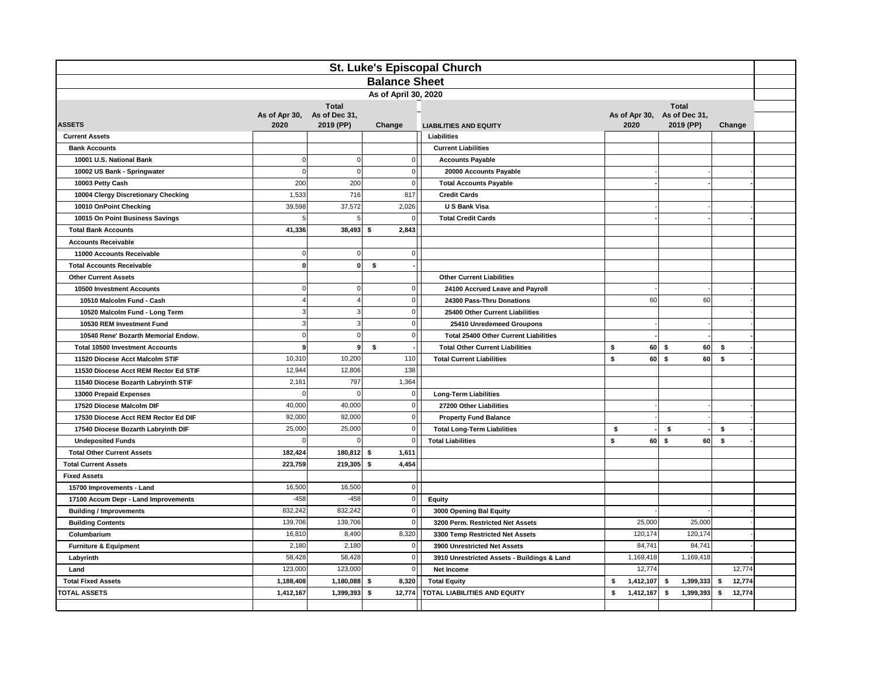# St. Luke's Episcopal Church

## Balance Sheet

### As of April 30, 2020

| ASSETS | As of Apr 30, 2020 | Total As of Dec 31, 2019 (PP) | Change |
|---|---|---|---|
| **Current Assets** | | | |
| **Bank Accounts** | | | |
| 10001 U.S. National Bank | 0 | 0 | 0 |
| 10002 US Bank - Springwater | 0 | 0 | 0 |
| 10003 Petty Cash | 200 | 200 | 0 |
| 10004 Clergy Discretionary Checking | 1,533 | 716 | 817 |
| 10010 OnPoint Checking | 39,598 | 37,572 | 2,026 |
| 10015 On Point Business Savings | 5 | 5 | 0 |
| **Total Bank Accounts** | **41,336** | **38,493** | **$ 2,843** |
| **Accounts Receivable** | | | |
| 11000 Accounts Receivable | 0 | 0 | 0 |
| **Total Accounts Receivable** | **0** | **0** | **$ -** |
| **Other Current Assets** | | | |
| 10500 Investment Accounts | 0 | 0 | 0 |
| 10510 Malcolm Fund - Cash | 4 | 4 | 0 |
| 10520 Malcolm Fund - Long Term | 3 | 3 | 0 |
| 10530 REM Investment Fund | 3 | 3 | 0 |
| 10540 Rene' Bozarth Memorial Endow. | 0 | 0 | 0 |
| **Total 10500 Investment Accounts** | **9** | **9** | **$ -** |
| 11520 Diocese Acct Malcolm STIF | 10,310 | 10,200 | 110 |
| 11530 Diocese Acct REM Rector Ed STIF | 12,944 | 12,806 | 138 |
| 11540 Diocese Bozarth Labryinth STIF | 2,161 | 797 | 1,364 |
| 13000 Prepaid Expenses | 0 | 0 | 0 |
| 17520 Diocese Malcolm DIF | 40,000 | 40,000 | 0 |
| 17530 Diocese Acct REM Rector Ed DIF | 92,000 | 92,000 | 0 |
| 17540 Diocese Bozarth Labryinth DIF | 25,000 | 25,000 | 0 |
| Undeposited Funds | 0 | 0 | 0 |
| **Total Other Current Assets** | **182,424** | **180,812** | **$ 1,611** |
| **Total Current Assets** | **223,759** | **219,305** | **$ 4,454** |
| **Fixed Assets** | | | |
| 15700 Improvements - Land | 16,500 | 16,500 | 0 |
| 17100 Accum Depr - Land Improvements | -458 | -458 | 0 |
| Building / Improvements | 832,242 | 832,242 | 0 |
| Building Contents | 139,706 | 139,706 | 0 |
| Columbarium | 16,810 | 8,490 | 8,320 |
| Furniture & Equipment | 2,180 | 2,180 | 0 |
| Labyrinth | 58,428 | 58,428 | 0 |
| Land | 123,000 | 123,000 | 0 |
| **Total Fixed Assets** | **1,188,408** | **1,180,088** | **$ 8,320** |
| **TOTAL ASSETS** | **1,412,167** | **1,399,393** | **$ 12,774** |

| LIABILITIES AND EQUITY | As of Apr 30, 2020 | Total As of Dec 31, 2019 (PP) | Change |
|---|---|---|---|
| **Liabilities** | | | |
| **Current Liabilities** | | | |
| **Accounts Payable** | | | |
| 20000 Accounts Payable | - | - | - |
| **Total Accounts Payable** | **-** | **-** | **-** |
| **Credit Cards** | | | |
| U S Bank Visa | - | - | - |
| **Total Credit Cards** | **-** | **-** | **-** |
| **Other Current Liabilities** | | | |
| 24100 Accrued Leave and Payroll | - | - | - |
| 24300 Pass-Thru Donations | 60 | 60 | - |
| 25400 Other Current Liabilities | | | - |
| 25410 Unredemeed Groupons | - | - | - |
| **Total 25400 Other Current Liabilities** | **-** | **-** | **-** |
| **Total Other Current Liabilities** | **$ 60** | **$ 60** | **$ -** |
| **Total Current Liabilities** | **$ 60** | **$ 60** | **$ -** |
| **Long-Term Liabilities** | | | |
| 27200 Other Liabilities | - | - | - |
| Property Fund Balance | - | - | - |
| **Total Long-Term Liabilities** | **$ -** | **$ -** | **$ -** |
| **Total Liabilities** | **$ 60** | **$ 60** | **$ -** |
| **Equity** | | | |
| 3000 Opening Bal Equity | - | - | - |
| 3200 Perm. Restricted Net Assets | 25,000 | 25,000 | - |
| 3300 Temp Restricted Net Assets | 120,174 | 120,174 | - |
| 3900 Unrestricted Net Assets | 84,741 | 84,741 | - |
| 3910 Unrestricted Assets - Buildings & Land | 1,169,418 | 1,169,418 | - |
| Net Income | 12,774 | | 12,774 |
| **Total Equity** | **$ 1,412,107** | **$ 1,399,333** | **$ 12,774** |
| **TOTAL LIABILITIES AND EQUITY** | **$ 1,412,167** | **$ 1,399,393** | **$ 12,774** |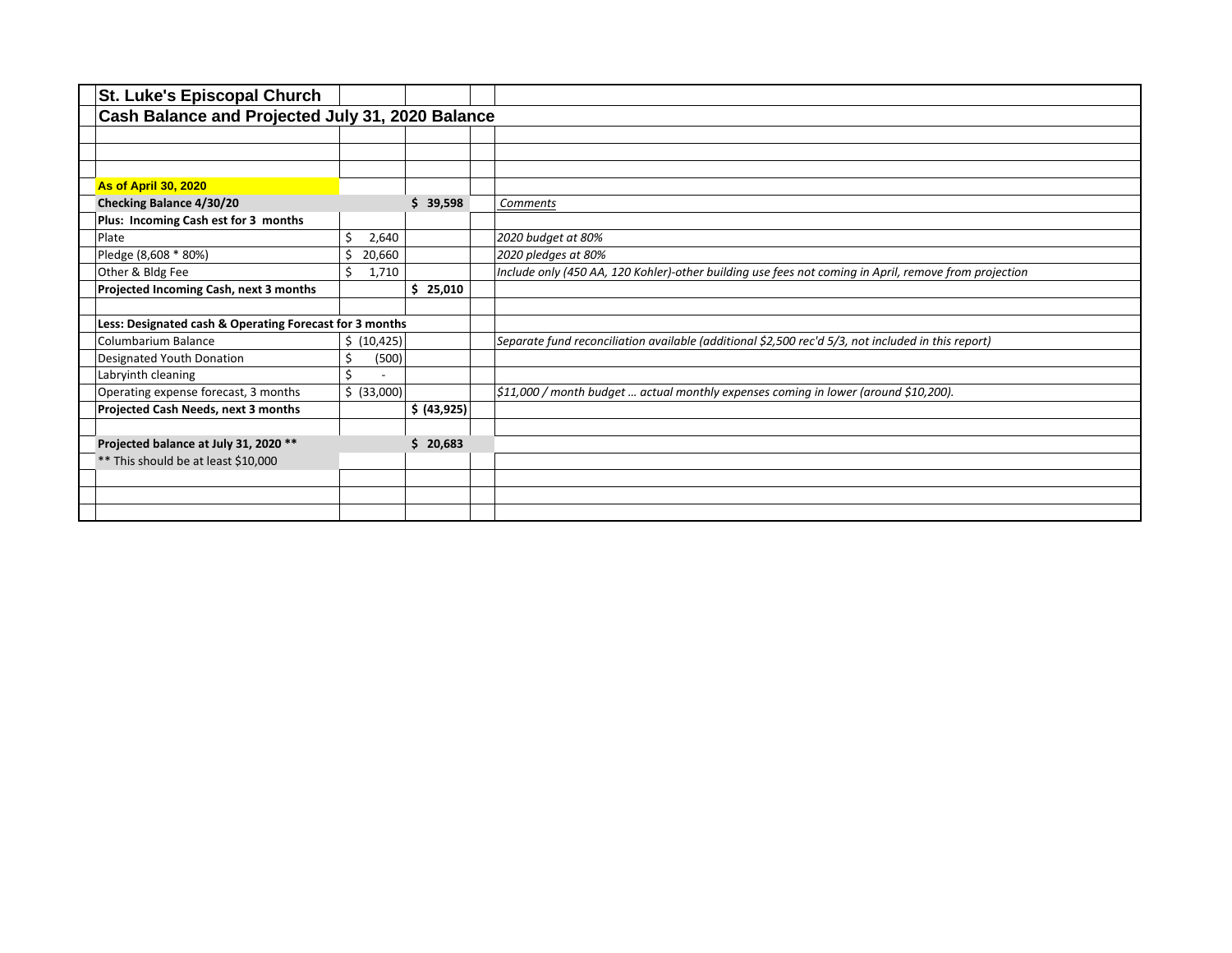# St. Luke's Episcopal Church

## Cash Balance and Projected July 31, 2020 Balance

| | | | |
|---|---|---|---|
| **As of April 30, 2020** | | | |
| **Checking Balance 4/30/20** | | **$ 39,598** | *Comments* |
| **Plus: Incoming Cash est for 3 months** | | | |
| Plate | $ 2,640 | | *2020 budget at 80%* |
| Pledge (8,608 * 80%) | $ 20,660 | | *2020 pledges at 80%* |
| Other & Bldg Fee | $ 1,710 | | *Include only (450 AA, 120 Kohler)-other building use fees not coming in April, remove from projection* |
| **Projected Incoming Cash, next 3 months** | | **$ 25,010** | |
| | | | |
| **Less: Designated cash & Operating Forecast for 3 months** | | | |
| Columbarium Balance | $ (10,425) | | *Separate fund reconciliation available (additional $2,500 rec'd 5/3, not included in this report)* |
| Designated Youth Donation | $ (500) | | |
| Labryinth cleaning | $ - | | |
| Operating expense forecast, 3 months | $ (33,000) | | *$11,000 / month budget … actual monthly expenses coming in lower (around $10,200).* |
| **Projected Cash Needs, next 3 months** | | **$ (43,925)** | |
| | | | |
| **Projected balance at July 31, 2020 \*\*** | | **$ 20,683** | |
| ** This should be at least $10,000 | | | |